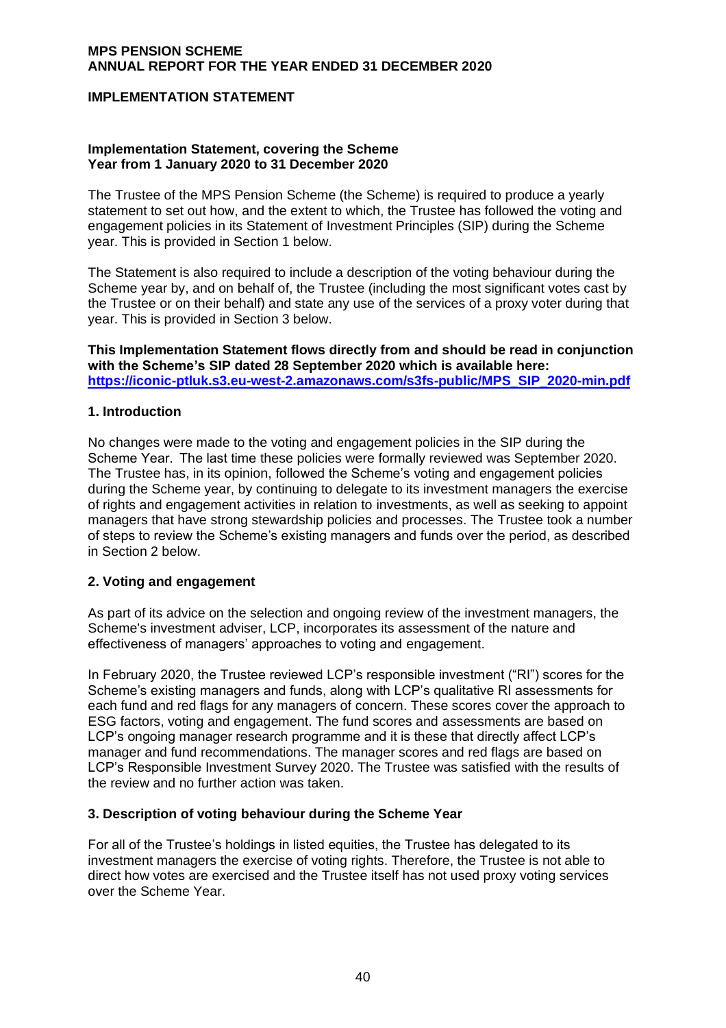# IMPLEMENTATION STATEMENT

## Implementation Statement, covering the Scheme Year from 1 January 2020 to 31 December 2020

The Trustee of the MPS Pension Scheme (the Scheme) is required to produce a yearly statement to set out how, and the extent to which, the Trustee has followed the voting and engagement policies in its Statement of Investment Principles (SIP) during the Scheme year. This is provided in Section 1 below.

The Statement is also required to include a description of the voting behaviour during the Scheme year by, and on behalf of, the Trustee (including the most significant votes cast by the Trustee or on their behalf) and state any use of the services of a proxy voter during that year. This is provided in Section 3 below.

**This Implementation Statement flows directly from and should be read in conjunction with the Scheme's SIP dated 28 September 2020 which is available here: [https://iconic-ptluk.s3.eu-west-2.amazonaws.com/s3fs-public/MPS_SIP_2020-min.pdf](https://iconic-ptluk.s3.eu-west-2.amazonaws.com/s3fs-public/MPS_SIP_2020-min.pdf)**

### 1. Introduction

No changes were made to the voting and engagement policies in the SIP during the Scheme Year. The last time these policies were formally reviewed was September 2020. The Trustee has, in its opinion, followed the Scheme's voting and engagement policies during the Scheme year, by continuing to delegate to its investment managers the exercise of rights and engagement activities in relation to investments, as well as seeking to appoint managers that have strong stewardship policies and processes. The Trustee took a number of steps to review the Scheme's existing managers and funds over the period, as described in Section 2 below.

### 2. Voting and engagement

As part of its advice on the selection and ongoing review of the investment managers, the Scheme's investment adviser, LCP, incorporates its assessment of the nature and effectiveness of managers' approaches to voting and engagement.

In February 2020, the Trustee reviewed LCP's responsible investment ("RI") scores for the Scheme's existing managers and funds, along with LCP's qualitative RI assessments for each fund and red flags for any managers of concern. These scores cover the approach to ESG factors, voting and engagement. The fund scores and assessments are based on LCP's ongoing manager research programme and it is these that directly affect LCP's manager and fund recommendations. The manager scores and red flags are based on LCP's Responsible Investment Survey 2020. The Trustee was satisfied with the results of the review and no further action was taken.

### 3. Description of voting behaviour during the Scheme Year

For all of the Trustee's holdings in listed equities, the Trustee has delegated to its investment managers the exercise of voting rights. Therefore, the Trustee is not able to direct how votes are exercised and the Trustee itself has not used proxy voting services over the Scheme Year.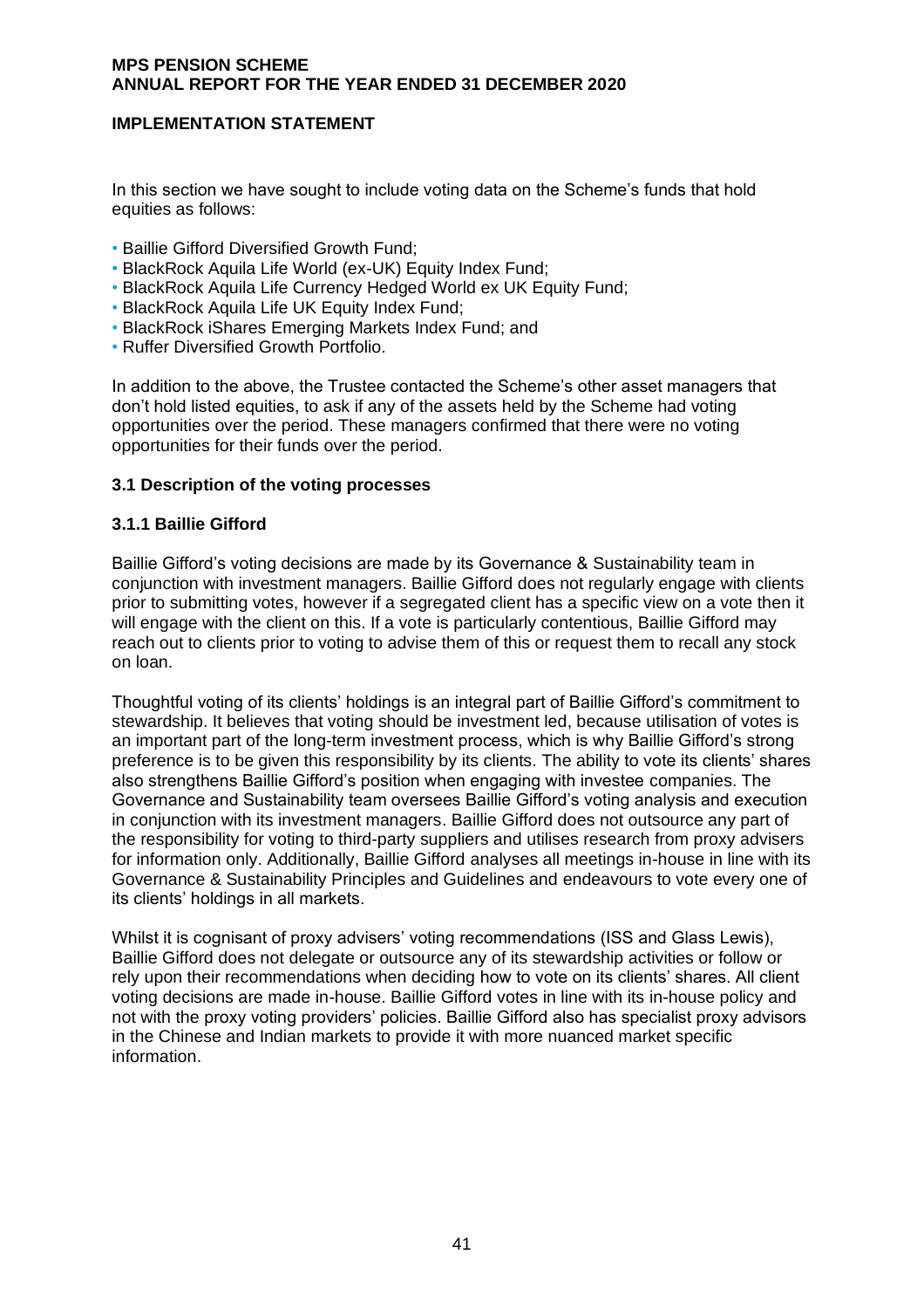## IMPLEMENTATION STATEMENT

In this section we have sought to include voting data on the Scheme's funds that hold equities as follows:

- Baillie Gifford Diversified Growth Fund;
- BlackRock Aquila Life World (ex-UK) Equity Index Fund;
- BlackRock Aquila Life Currency Hedged World ex UK Equity Fund;
- BlackRock Aquila Life UK Equity Index Fund;
- BlackRock iShares Emerging Markets Index Fund; and
- Ruffer Diversified Growth Portfolio.

In addition to the above, the Trustee contacted the Scheme's other asset managers that don't hold listed equities, to ask if any of the assets held by the Scheme had voting opportunities over the period. These managers confirmed that there were no voting opportunities for their funds over the period.

### 3.1 Description of the voting processes

#### 3.1.1 Baillie Gifford

Baillie Gifford's voting decisions are made by its Governance & Sustainability team in conjunction with investment managers. Baillie Gifford does not regularly engage with clients prior to submitting votes, however if a segregated client has a specific view on a vote then it will engage with the client on this. If a vote is particularly contentious, Baillie Gifford may reach out to clients prior to voting to advise them of this or request them to recall any stock on loan.

Thoughtful voting of its clients' holdings is an integral part of Baillie Gifford's commitment to stewardship. It believes that voting should be investment led, because utilisation of votes is an important part of the long-term investment process, which is why Baillie Gifford's strong preference is to be given this responsibility by its clients. The ability to vote its clients' shares also strengthens Baillie Gifford's position when engaging with investee companies. The Governance and Sustainability team oversees Baillie Gifford's voting analysis and execution in conjunction with its investment managers. Baillie Gifford does not outsource any part of the responsibility for voting to third-party suppliers and utilises research from proxy advisers for information only. Additionally, Baillie Gifford analyses all meetings in-house in line with its Governance & Sustainability Principles and Guidelines and endeavours to vote every one of its clients' holdings in all markets.

Whilst it is cognisant of proxy advisers' voting recommendations (ISS and Glass Lewis), Baillie Gifford does not delegate or outsource any of its stewardship activities or follow or rely upon their recommendations when deciding how to vote on its clients' shares. All client voting decisions are made in-house. Baillie Gifford votes in line with its in-house policy and not with the proxy voting providers' policies. Baillie Gifford also has specialist proxy advisors in the Chinese and Indian markets to provide it with more nuanced market specific information.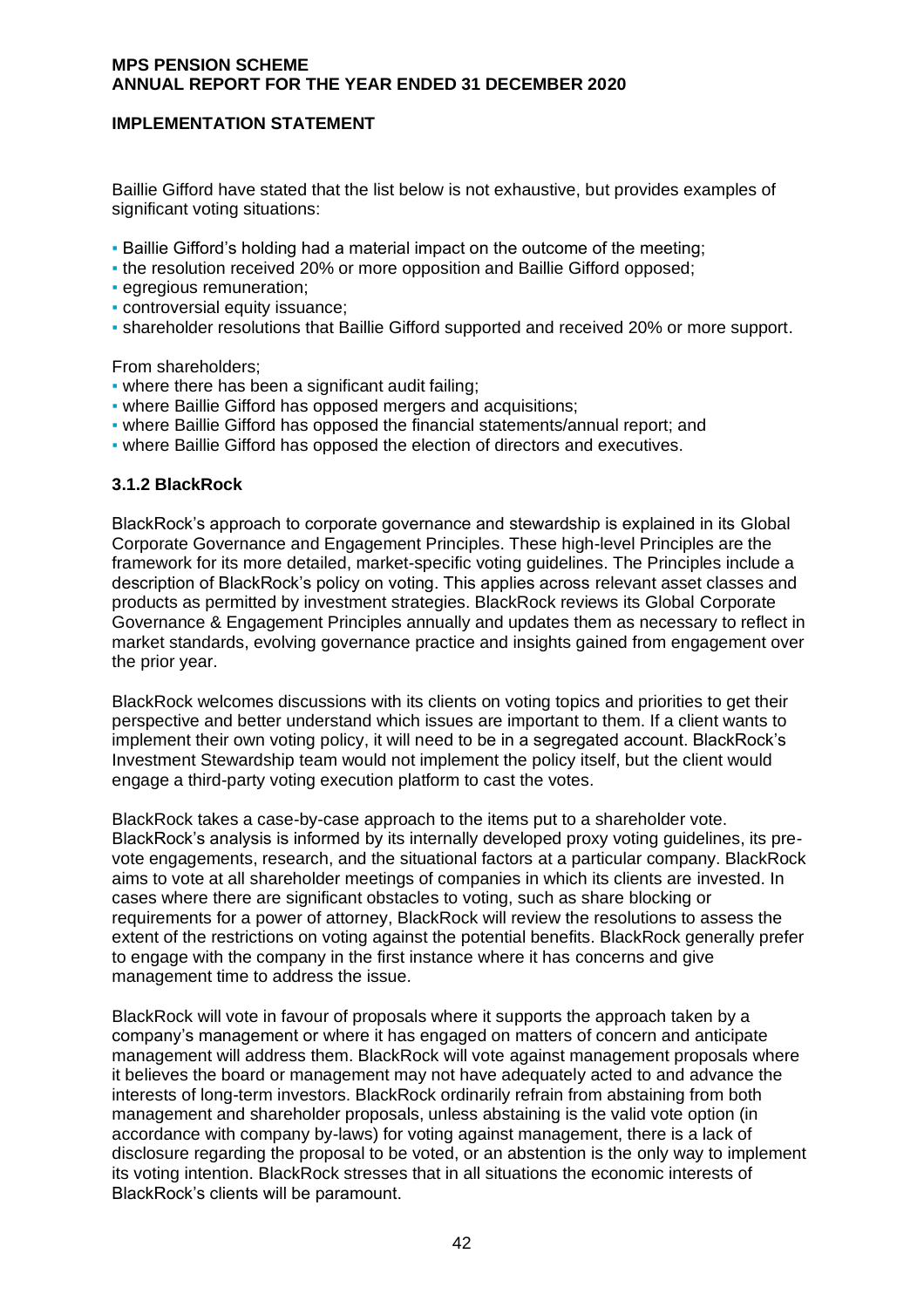Baillie Gifford have stated that the list below is not exhaustive, but provides examples of significant voting situations:

- Baillie Gifford's holding had a material impact on the outcome of the meeting;
- the resolution received 20% or more opposition and Baillie Gifford opposed;
- egregious remuneration;
- controversial equity issuance;
- shareholder resolutions that Baillie Gifford supported and received 20% or more support.

From shareholders;

- where there has been a significant audit failing;
- where Baillie Gifford has opposed mergers and acquisitions;
- where Baillie Gifford has opposed the financial statements/annual report; and
- where Baillie Gifford has opposed the election of directors and executives.

### 3.1.2 BlackRock

BlackRock's approach to corporate governance and stewardship is explained in its Global Corporate Governance and Engagement Principles. These high-level Principles are the framework for its more detailed, market-specific voting guidelines. The Principles include a description of BlackRock's policy on voting. This applies across relevant asset classes and products as permitted by investment strategies. BlackRock reviews its Global Corporate Governance & Engagement Principles annually and updates them as necessary to reflect in market standards, evolving governance practice and insights gained from engagement over the prior year.

BlackRock welcomes discussions with its clients on voting topics and priorities to get their perspective and better understand which issues are important to them. If a client wants to implement their own voting policy, it will need to be in a segregated account. BlackRock's Investment Stewardship team would not implement the policy itself, but the client would engage a third-party voting execution platform to cast the votes.

BlackRock takes a case-by-case approach to the items put to a shareholder vote. BlackRock's analysis is informed by its internally developed proxy voting guidelines, its pre-vote engagements, research, and the situational factors at a particular company. BlackRock aims to vote at all shareholder meetings of companies in which its clients are invested. In cases where there are significant obstacles to voting, such as share blocking or requirements for a power of attorney, BlackRock will review the resolutions to assess the extent of the restrictions on voting against the potential benefits. BlackRock generally prefer to engage with the company in the first instance where it has concerns and give management time to address the issue.

BlackRock will vote in favour of proposals where it supports the approach taken by a company's management or where it has engaged on matters of concern and anticipate management will address them. BlackRock will vote against management proposals where it believes the board or management may not have adequately acted to and advance the interests of long-term investors. BlackRock ordinarily refrain from abstaining from both management and shareholder proposals, unless abstaining is the valid vote option (in accordance with company by-laws) for voting against management, there is a lack of disclosure regarding the proposal to be voted, or an abstention is the only way to implement its voting intention. BlackRock stresses that in all situations the economic interests of BlackRock's clients will be paramount.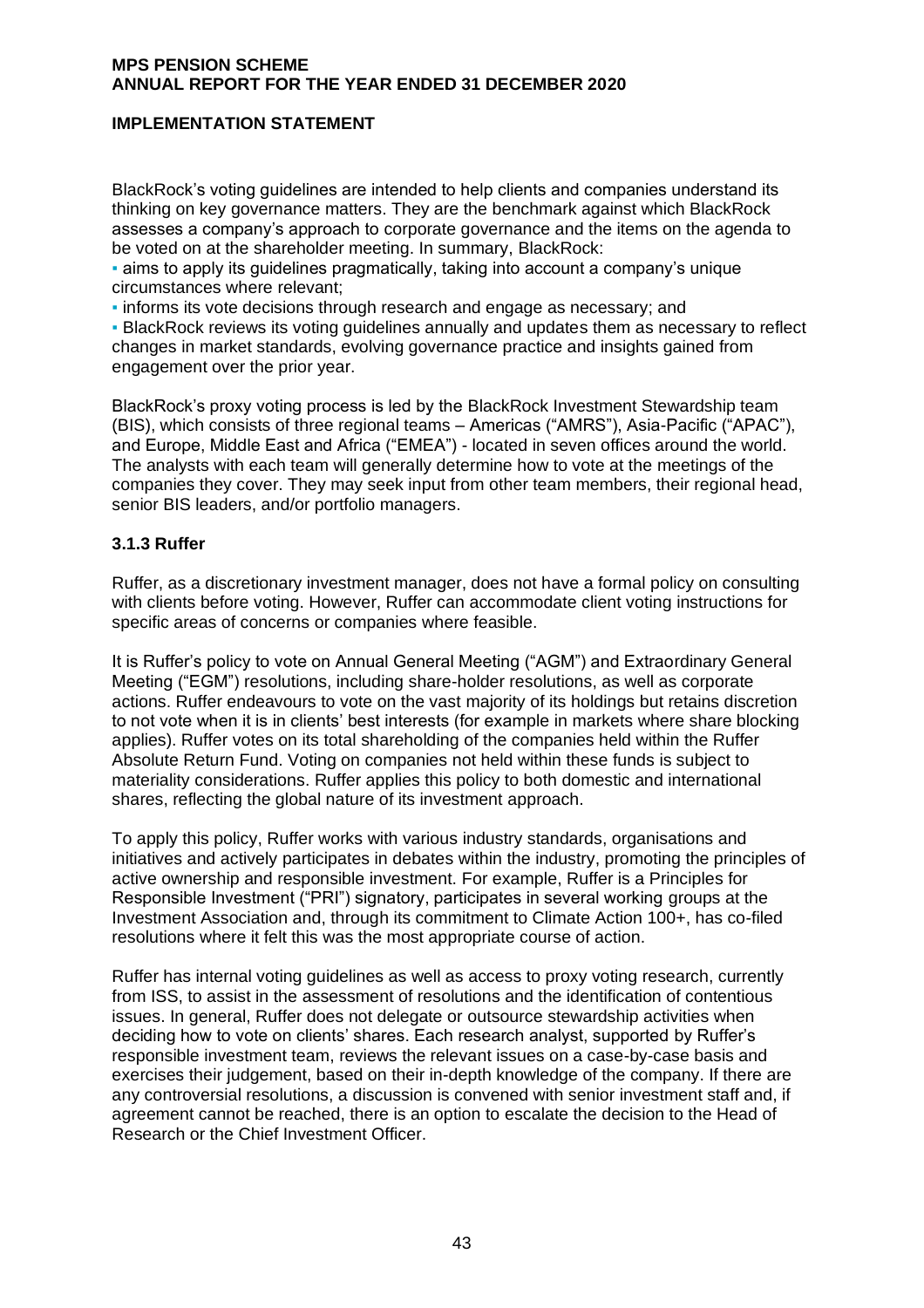BlackRock's voting guidelines are intended to help clients and companies understand its thinking on key governance matters. They are the benchmark against which BlackRock assesses a company's approach to corporate governance and the items on the agenda to be voted on at the shareholder meeting. In summary, BlackRock:

- aims to apply its guidelines pragmatically, taking into account a company's unique circumstances where relevant;
- informs its vote decisions through research and engage as necessary; and
- BlackRock reviews its voting guidelines annually and updates them as necessary to reflect changes in market standards, evolving governance practice and insights gained from engagement over the prior year.

BlackRock's proxy voting process is led by the BlackRock Investment Stewardship team (BIS), which consists of three regional teams – Americas ("AMRS"), Asia-Pacific ("APAC"), and Europe, Middle East and Africa ("EMEA") - located in seven offices around the world. The analysts with each team will generally determine how to vote at the meetings of the companies they cover. They may seek input from other team members, their regional head, senior BIS leaders, and/or portfolio managers.

### 3.1.3 Ruffer

Ruffer, as a discretionary investment manager, does not have a formal policy on consulting with clients before voting. However, Ruffer can accommodate client voting instructions for specific areas of concerns or companies where feasible.

It is Ruffer's policy to vote on Annual General Meeting ("AGM") and Extraordinary General Meeting ("EGM") resolutions, including share-holder resolutions, as well as corporate actions. Ruffer endeavours to vote on the vast majority of its holdings but retains discretion to not vote when it is in clients' best interests (for example in markets where share blocking applies). Ruffer votes on its total shareholding of the companies held within the Ruffer Absolute Return Fund. Voting on companies not held within these funds is subject to materiality considerations. Ruffer applies this policy to both domestic and international shares, reflecting the global nature of its investment approach.

To apply this policy, Ruffer works with various industry standards, organisations and initiatives and actively participates in debates within the industry, promoting the principles of active ownership and responsible investment. For example, Ruffer is a Principles for Responsible Investment ("PRI") signatory, participates in several working groups at the Investment Association and, through its commitment to Climate Action 100+, has co-filed resolutions where it felt this was the most appropriate course of action.

Ruffer has internal voting guidelines as well as access to proxy voting research, currently from ISS, to assist in the assessment of resolutions and the identification of contentious issues. In general, Ruffer does not delegate or outsource stewardship activities when deciding how to vote on clients' shares. Each research analyst, supported by Ruffer's responsible investment team, reviews the relevant issues on a case-by-case basis and exercises their judgement, based on their in-depth knowledge of the company. If there are any controversial resolutions, a discussion is convened with senior investment staff and, if agreement cannot be reached, there is an option to escalate the decision to the Head of Research or the Chief Investment Officer.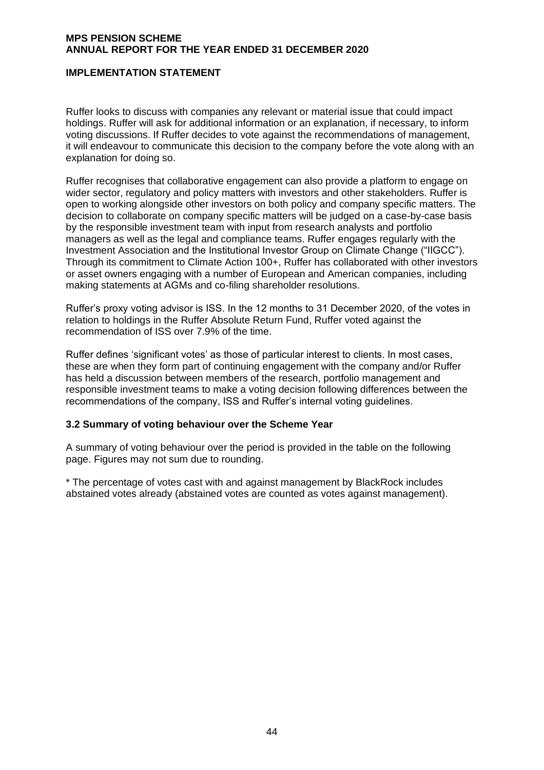Ruffer looks to discuss with companies any relevant or material issue that could impact holdings. Ruffer will ask for additional information or an explanation, if necessary, to inform voting discussions. If Ruffer decides to vote against the recommendations of management, it will endeavour to communicate this decision to the company before the vote along with an explanation for doing so.

Ruffer recognises that collaborative engagement can also provide a platform to engage on wider sector, regulatory and policy matters with investors and other stakeholders. Ruffer is open to working alongside other investors on both policy and company specific matters. The decision to collaborate on company specific matters will be judged on a case-by-case basis by the responsible investment team with input from research analysts and portfolio managers as well as the legal and compliance teams. Ruffer engages regularly with the Investment Association and the Institutional Investor Group on Climate Change ("IIGCC"). Through its commitment to Climate Action 100+, Ruffer has collaborated with other investors or asset owners engaging with a number of European and American companies, including making statements at AGMs and co-filing shareholder resolutions.

Ruffer's proxy voting advisor is ISS. In the 12 months to 31 December 2020, of the votes in relation to holdings in the Ruffer Absolute Return Fund, Ruffer voted against the recommendation of ISS over 7.9% of the time.

Ruffer defines 'significant votes' as those of particular interest to clients. In most cases, these are when they form part of continuing engagement with the company and/or Ruffer has held a discussion between members of the research, portfolio management and responsible investment teams to make a voting decision following differences between the recommendations of the company, ISS and Ruffer's internal voting guidelines.

### 3.2 Summary of voting behaviour over the Scheme Year

A summary of voting behaviour over the period is provided in the table on the following page. Figures may not sum due to rounding.

* The percentage of votes cast with and against management by BlackRock includes abstained votes already (abstained votes are counted as votes against management).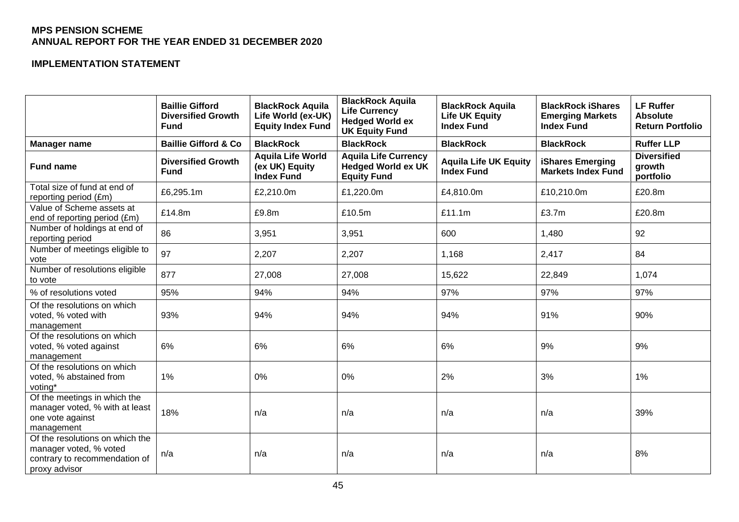**MPS PENSION SCHEME**
**ANNUAL REPORT FOR THE YEAR ENDED 31 DECEMBER 2020**

**IMPLEMENTATION STATEMENT**

| | Baillie Gifford Diversified Growth Fund | BlackRock Aquila Life World (ex-UK) Equity Index Fund | BlackRock Aquila Life Currency Hedged World ex UK Equity Fund | BlackRock Aquila Life UK Equity Index Fund | BlackRock iShares Emerging Markets Index Fund | LF Ruffer Absolute Return Portfolio |
|---|---|---|---|---|---|---|
| **Manager name** | **Baillie Gifford & Co** | **BlackRock** | **BlackRock** | **BlackRock** | **BlackRock** | **Ruffer LLP** |
| **Fund name** | **Diversified Growth Fund** | **Aquila Life World (ex UK) Equity Index Fund** | **Aquila Life Currency Hedged World ex UK Equity Fund** | **Aquila Life UK Equity Index Fund** | **iShares Emerging Markets Index Fund** | **Diversified growth portfolio** |
| Total size of fund at end of reporting period (£m) | £6,295.1m | £2,210.0m | £1,220.0m | £4,810.0m | £10,210.0m | £20.8m |
| Value of Scheme assets at end of reporting period (£m) | £14.8m | £9.8m | £10.5m | £11.1m | £3.7m | £20.8m |
| Number of holdings at end of reporting period | 86 | 3,951 | 3,951 | 600 | 1,480 | 92 |
| Number of meetings eligible to vote | 97 | 2,207 | 2,207 | 1,168 | 2,417 | 84 |
| Number of resolutions eligible to vote | 877 | 27,008 | 27,008 | 15,622 | 22,849 | 1,074 |
| % of resolutions voted | 95% | 94% | 94% | 97% | 97% | 97% |
| Of the resolutions on which voted, % voted with management | 93% | 94% | 94% | 94% | 91% | 90% |
| Of the resolutions on which voted, % voted against management | 6% | 6% | 6% | 6% | 9% | 9% |
| Of the resolutions on which voted, % abstained from voting* | 1% | 0% | 0% | 2% | 3% | 1% |
| Of the meetings in which the manager voted, % with at least one vote against management | 18% | n/a | n/a | n/a | n/a | 39% |
| Of the resolutions on which the manager voted, % voted contrary to recommendation of proxy advisor | n/a | n/a | n/a | n/a | n/a | 8% |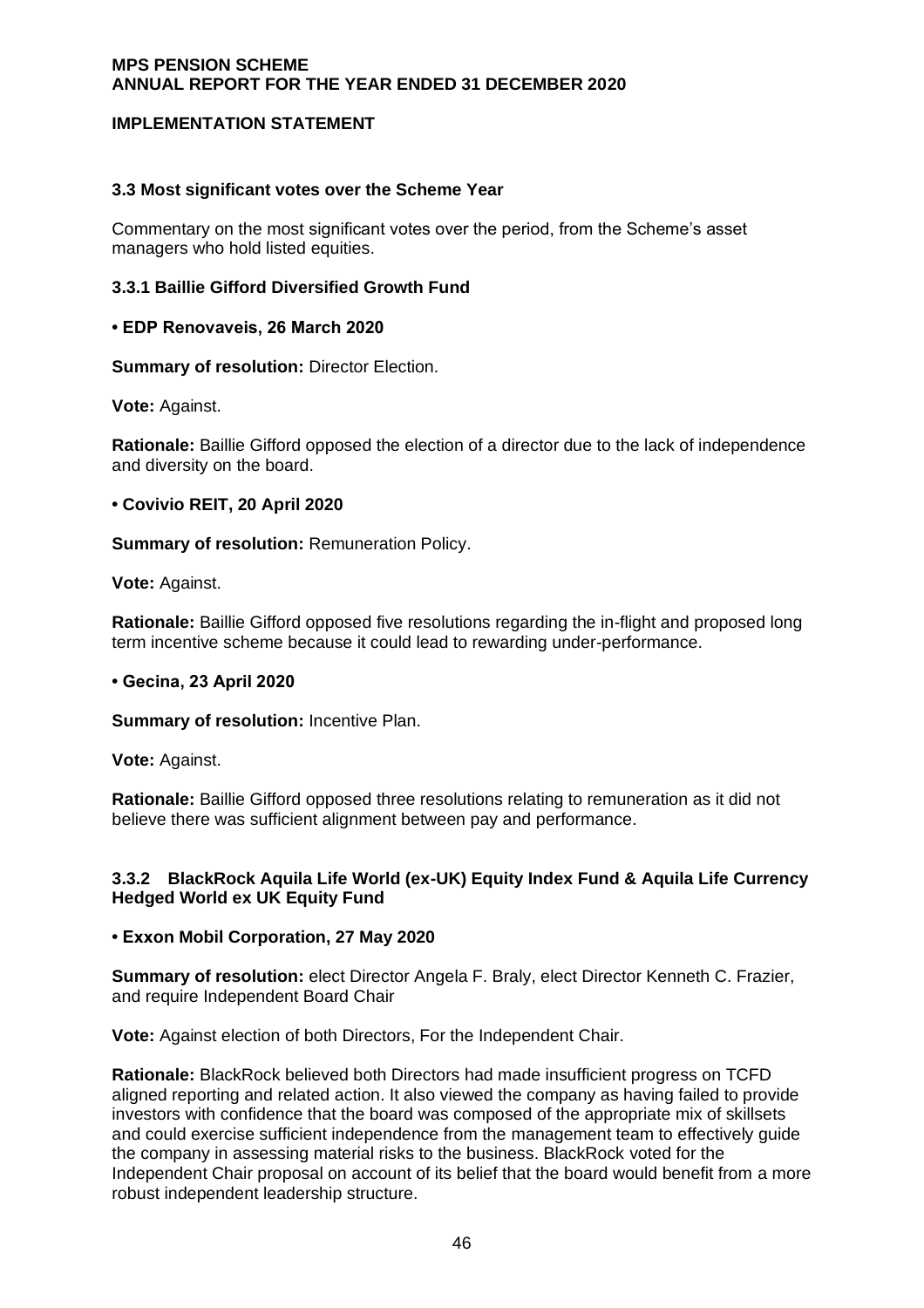### 3.3 Most significant votes over the Scheme Year

Commentary on the most significant votes over the period, from the Scheme's asset managers who hold listed equities.

#### 3.3.1 Baillie Gifford Diversified Growth Fund

**• EDP Renovaveis, 26 March 2020**

**Summary of resolution:** Director Election.

**Vote:** Against.

**Rationale:** Baillie Gifford opposed the election of a director due to the lack of independence and diversity on the board.

**• Covivio REIT, 20 April 2020**

**Summary of resolution:** Remuneration Policy.

**Vote:** Against.

**Rationale:** Baillie Gifford opposed five resolutions regarding the in-flight and proposed long term incentive scheme because it could lead to rewarding under-performance.

**• Gecina, 23 April 2020**

**Summary of resolution:** Incentive Plan.

**Vote:** Against.

**Rationale:** Baillie Gifford opposed three resolutions relating to remuneration as it did not believe there was sufficient alignment between pay and performance.

#### 3.3.2 BlackRock Aquila Life World (ex-UK) Equity Index Fund & Aquila Life Currency Hedged World ex UK Equity Fund

**• Exxon Mobil Corporation, 27 May 2020**

**Summary of resolution:** elect Director Angela F. Braly, elect Director Kenneth C. Frazier, and require Independent Board Chair

**Vote:** Against election of both Directors, For the Independent Chair.

**Rationale:** BlackRock believed both Directors had made insufficient progress on TCFD aligned reporting and related action. It also viewed the company as having failed to provide investors with confidence that the board was composed of the appropriate mix of skillsets and could exercise sufficient independence from the management team to effectively guide the company in assessing material risks to the business. BlackRock voted for the Independent Chair proposal on account of its belief that the board would benefit from a more robust independent leadership structure.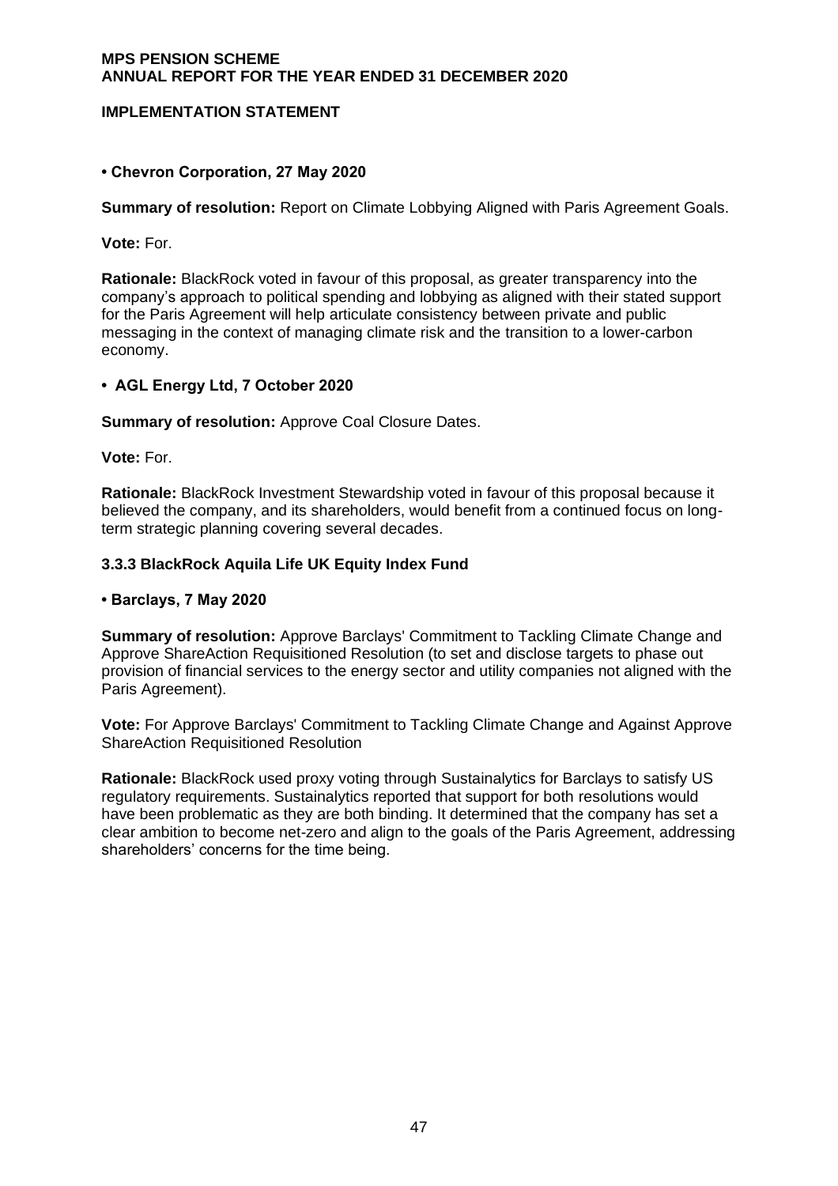**• Chevron Corporation, 27 May 2020**

**Summary of resolution:** Report on Climate Lobbying Aligned with Paris Agreement Goals.

**Vote:** For.

**Rationale:** BlackRock voted in favour of this proposal, as greater transparency into the company's approach to political spending and lobbying as aligned with their stated support for the Paris Agreement will help articulate consistency between private and public messaging in the context of managing climate risk and the transition to a lower-carbon economy.

**• AGL Energy Ltd, 7 October 2020**

**Summary of resolution:** Approve Coal Closure Dates.

**Vote:** For.

**Rationale:** BlackRock Investment Stewardship voted in favour of this proposal because it believed the company, and its shareholders, would benefit from a continued focus on long-term strategic planning covering several decades.

### 3.3.3 BlackRock Aquila Life UK Equity Index Fund

**• Barclays, 7 May 2020**

**Summary of resolution:** Approve Barclays' Commitment to Tackling Climate Change and Approve ShareAction Requisitioned Resolution (to set and disclose targets to phase out provision of financial services to the energy sector and utility companies not aligned with the Paris Agreement).

**Vote:** For Approve Barclays' Commitment to Tackling Climate Change and Against Approve ShareAction Requisitioned Resolution

**Rationale:** BlackRock used proxy voting through Sustainalytics for Barclays to satisfy US regulatory requirements. Sustainalytics reported that support for both resolutions would have been problematic as they are both binding. It determined that the company has set a clear ambition to become net-zero and align to the goals of the Paris Agreement, addressing shareholders' concerns for the time being.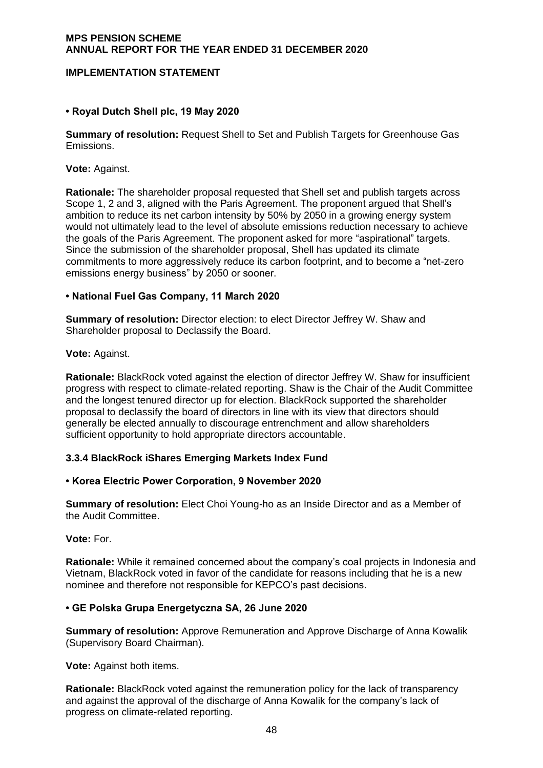**• Royal Dutch Shell plc, 19 May 2020**

**Summary of resolution:** Request Shell to Set and Publish Targets for Greenhouse Gas Emissions.

**Vote:** Against.

**Rationale:** The shareholder proposal requested that Shell set and publish targets across Scope 1, 2 and 3, aligned with the Paris Agreement. The proponent argued that Shell's ambition to reduce its net carbon intensity by 50% by 2050 in a growing energy system would not ultimately lead to the level of absolute emissions reduction necessary to achieve the goals of the Paris Agreement. The proponent asked for more "aspirational" targets. Since the submission of the shareholder proposal, Shell has updated its climate commitments to more aggressively reduce its carbon footprint, and to become a "net-zero emissions energy business" by 2050 or sooner.

**• National Fuel Gas Company, 11 March 2020**

**Summary of resolution:** Director election: to elect Director Jeffrey W. Shaw and Shareholder proposal to Declassify the Board.

**Vote:** Against.

**Rationale:** BlackRock voted against the election of director Jeffrey W. Shaw for insufficient progress with respect to climate-related reporting. Shaw is the Chair of the Audit Committee and the longest tenured director up for election. BlackRock supported the shareholder proposal to declassify the board of directors in line with its view that directors should generally be elected annually to discourage entrenchment and allow shareholders sufficient opportunity to hold appropriate directors accountable.

### 3.3.4 BlackRock iShares Emerging Markets Index Fund

**• Korea Electric Power Corporation, 9 November 2020**

**Summary of resolution:** Elect Choi Young-ho as an Inside Director and as a Member of the Audit Committee.

**Vote:** For.

**Rationale:** While it remained concerned about the company's coal projects in Indonesia and Vietnam, BlackRock voted in favor of the candidate for reasons including that he is a new nominee and therefore not responsible for KEPCO's past decisions.

**• GE Polska Grupa Energetyczna SA, 26 June 2020**

**Summary of resolution:** Approve Remuneration and Approve Discharge of Anna Kowalik (Supervisory Board Chairman).

**Vote:** Against both items.

**Rationale:** BlackRock voted against the remuneration policy for the lack of transparency and against the approval of the discharge of Anna Kowalik for the company's lack of progress on climate-related reporting.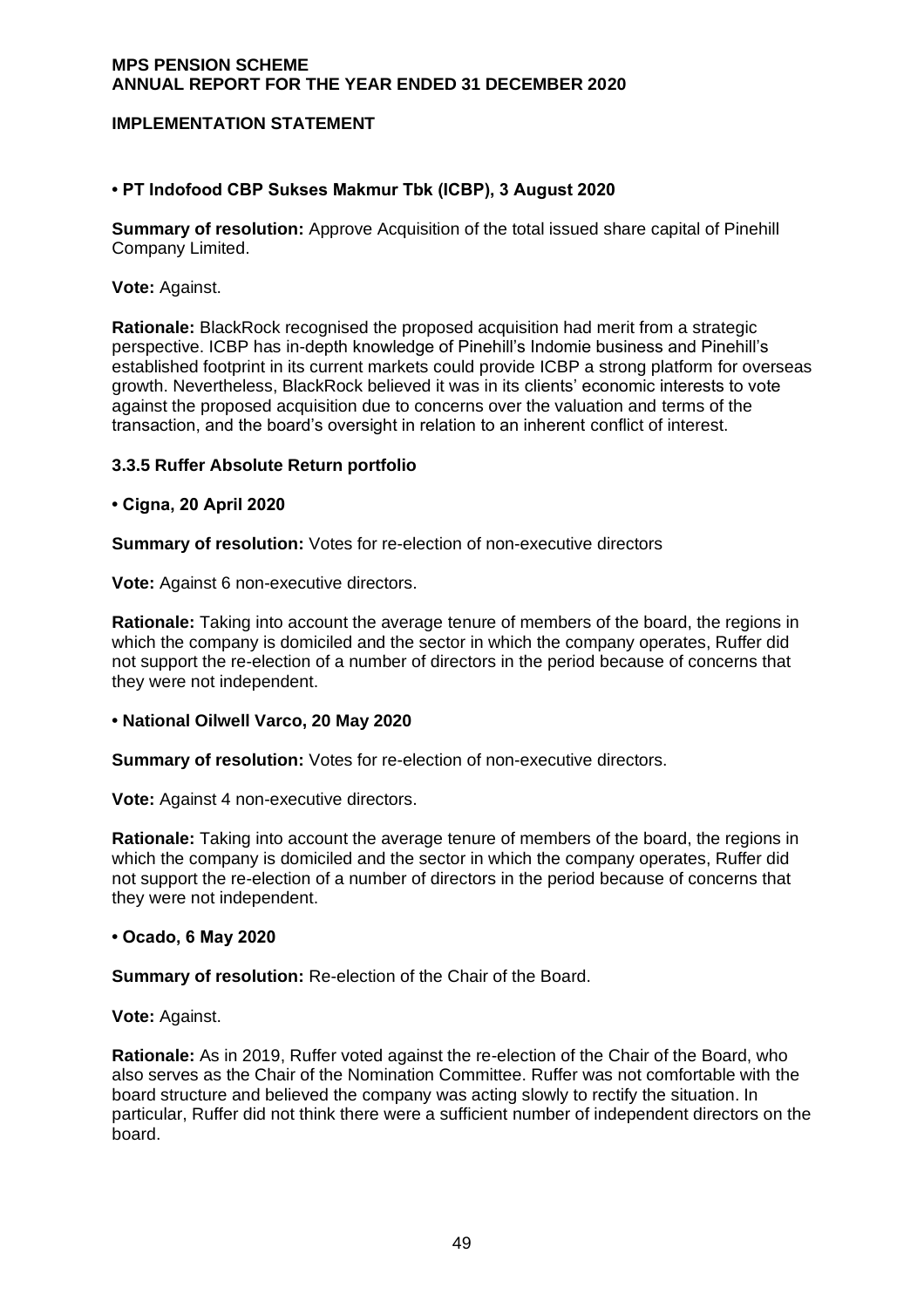**• PT Indofood CBP Sukses Makmur Tbk (ICBP), 3 August 2020**

**Summary of resolution:** Approve Acquisition of the total issued share capital of Pinehill Company Limited.

**Vote:** Against.

**Rationale:** BlackRock recognised the proposed acquisition had merit from a strategic perspective. ICBP has in-depth knowledge of Pinehill's Indomie business and Pinehill's established footprint in its current markets could provide ICBP a strong platform for overseas growth. Nevertheless, BlackRock believed it was in its clients' economic interests to vote against the proposed acquisition due to concerns over the valuation and terms of the transaction, and the board's oversight in relation to an inherent conflict of interest.

### 3.3.5 Ruffer Absolute Return portfolio

**• Cigna, 20 April 2020**

**Summary of resolution:** Votes for re-election of non-executive directors

**Vote:** Against 6 non-executive directors.

**Rationale:** Taking into account the average tenure of members of the board, the regions in which the company is domiciled and the sector in which the company operates, Ruffer did not support the re-election of a number of directors in the period because of concerns that they were not independent.

**• National Oilwell Varco, 20 May 2020**

**Summary of resolution:** Votes for re-election of non-executive directors.

**Vote:** Against 4 non-executive directors.

**Rationale:** Taking into account the average tenure of members of the board, the regions in which the company is domiciled and the sector in which the company operates, Ruffer did not support the re-election of a number of directors in the period because of concerns that they were not independent.

**• Ocado, 6 May 2020**

**Summary of resolution:** Re-election of the Chair of the Board.

**Vote:** Against.

**Rationale:** As in 2019, Ruffer voted against the re-election of the Chair of the Board, who also serves as the Chair of the Nomination Committee. Ruffer was not comfortable with the board structure and believed the company was acting slowly to rectify the situation. In particular, Ruffer did not think there were a sufficient number of independent directors on the board.